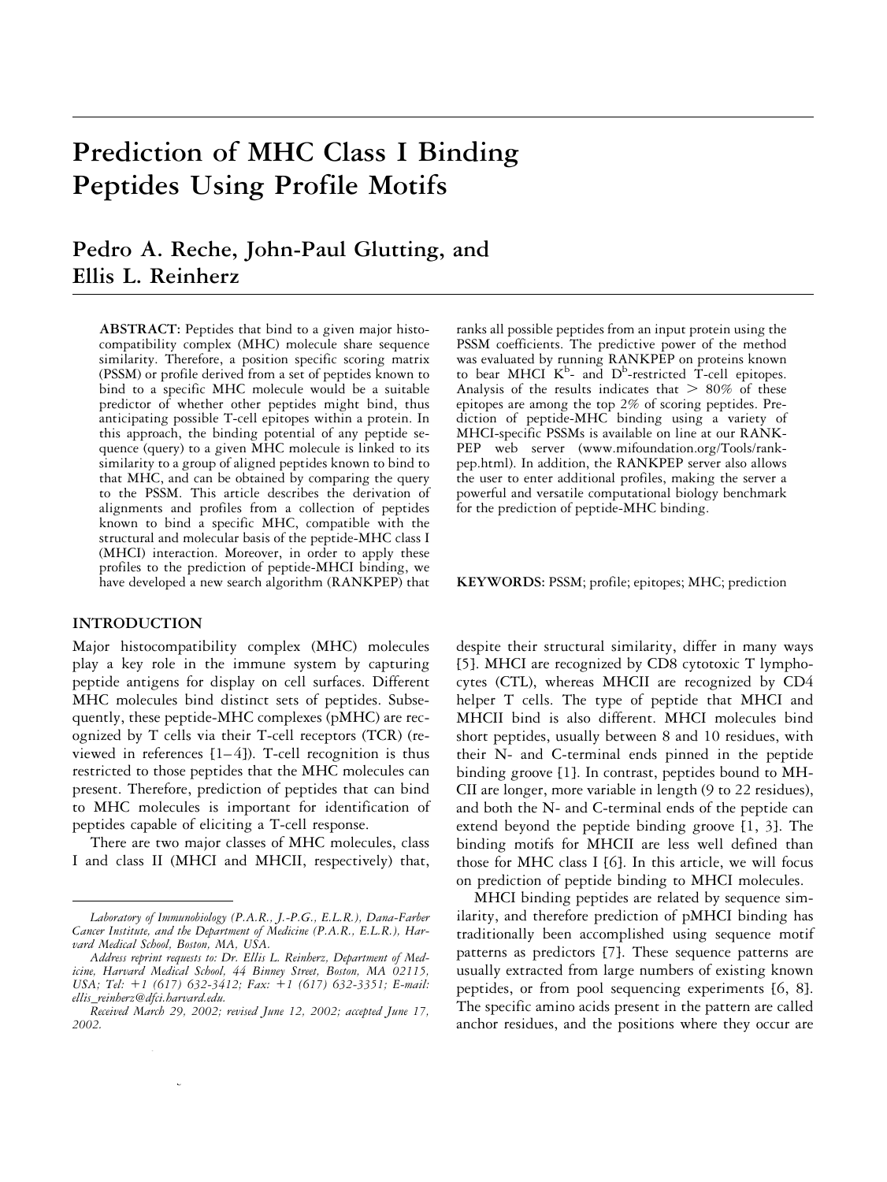# Prediction of MHC Class I Binding Peptides Using Profile Motifs

## Pedro A. Reche, John-Paul Glutting, and Ellis L. Reinherz

**ABSTRACT:** Peptides that bind to a given major histocompatibility complex (MHC) molecule share sequence similarity. Therefore, a position specific scoring matrix (PSSM) or profile derived from a set of peptides known to bind to a specific MHC molecule would be a suitable predictor of whether other peptides might bind, thus anticipating possible T-cell epitopes within a protein. In this approach, the binding potential of any peptide sequence (query) to a given MHC molecule is linked to its similarity to a group of aligned peptides known to bind to that MHC, and can be obtained by comparing the query to the PSSM. This article describes the derivation of alignments and profiles from a collection of peptides known to bind a specific MHC, compatible with the structural and molecular basis of the peptide-MHC class I (MHCI) interaction. Moreover, in order to apply these profiles to the prediction of peptide-MHCI binding, we have developed a new search algorithm (RANKPEP) that ranks all possible peptides from an input protein using the PSSM coefficients. The predictive power of the method was evaluated by running RANKPEP on proteins known to bear MHCI $K^b$- and $D^b$-restricted T-cell epitopes. Analysis of the results indicates that > 80% of these epitopes are among the top 2% of scoring peptides. Prediction of peptide-MHC binding using a variety of MHCI-specific PSSMs is available on line at our RANKPEP web server (www.mifoundation.org/Tools/rankpep.html). In addition, the RANKPEP server also allows the user to enter additional profiles, making the server a powerful and versatile computational biology benchmark for the prediction of peptide-MHC binding.

**KEYWORDS:** PSSM; profile; epitopes; MHC; prediction

### INTRODUCTION

Major histocompatibility complex (MHC) molecules play a key role in the immune system by capturing peptide antigens for display on cell surfaces. Different MHC molecules bind distinct sets of peptides. Subsequently, these peptide-MHC complexes (pMHC) are recognized by T cells via their T-cell receptors (TCR) (reviewed in references [1–4]). T-cell recognition is thus restricted to those peptides that the MHC molecules can present. Therefore, prediction of peptides that can bind to MHC molecules is important for identification of peptides capable of eliciting a T-cell response.

There are two major classes of MHC molecules, class I and class II (MHCI and MHCII, respectively) that, despite their structural similarity, differ in many ways [5]. MHCI are recognized by CD8 cytotoxic T lymphocytes (CTL), whereas MHCII are recognized by CD4 helper T cells. The type of peptide that MHCI and MHCII bind is also different. MHCI molecules bind short peptides, usually between 8 and 10 residues, with their N- and C-terminal ends pinned in the peptide binding groove [1]. In contrast, peptides bound to MHCII are longer, more variable in length (9 to 22 residues), and both the N- and C-terminal ends of the peptide can extend beyond the peptide binding groove [1, 3]. The binding motifs for MHCII are less well defined than those for MHC class I [6]. In this article, we will focus on prediction of peptide binding to MHCI molecules.

MHCI binding peptides are related by sequence similarity, and therefore prediction of pMHCI binding has traditionally been accomplished using sequence motif patterns as predictors [7]. These sequence patterns are usually extracted from large numbers of existing known peptides, or from pool sequencing experiments [6, 8]. The specific amino acids present in the pattern are called anchor residues, and the positions where they occur are

*Laboratory of Immunobiology (P.A.R., J.-P.G., E.L.R.), Dana-Farber Cancer Institute, and the Department of Medicine (P.A.R., E.L.R.), Harvard Medical School, Boston, MA, USA.*

*Address reprint requests to: Dr. Ellis L. Reinherz, Department of Medicine, Harvard Medical School, 44 Binney Street, Boston, MA 02115, USA; Tel: +1 (617) 632-3412; Fax: +1 (617) 632-3351; E-mail: ellis_reinherz@dfci.harvard.edu.*

*Received March 29, 2002; revised June 12, 2002; accepted June 17, 2002.*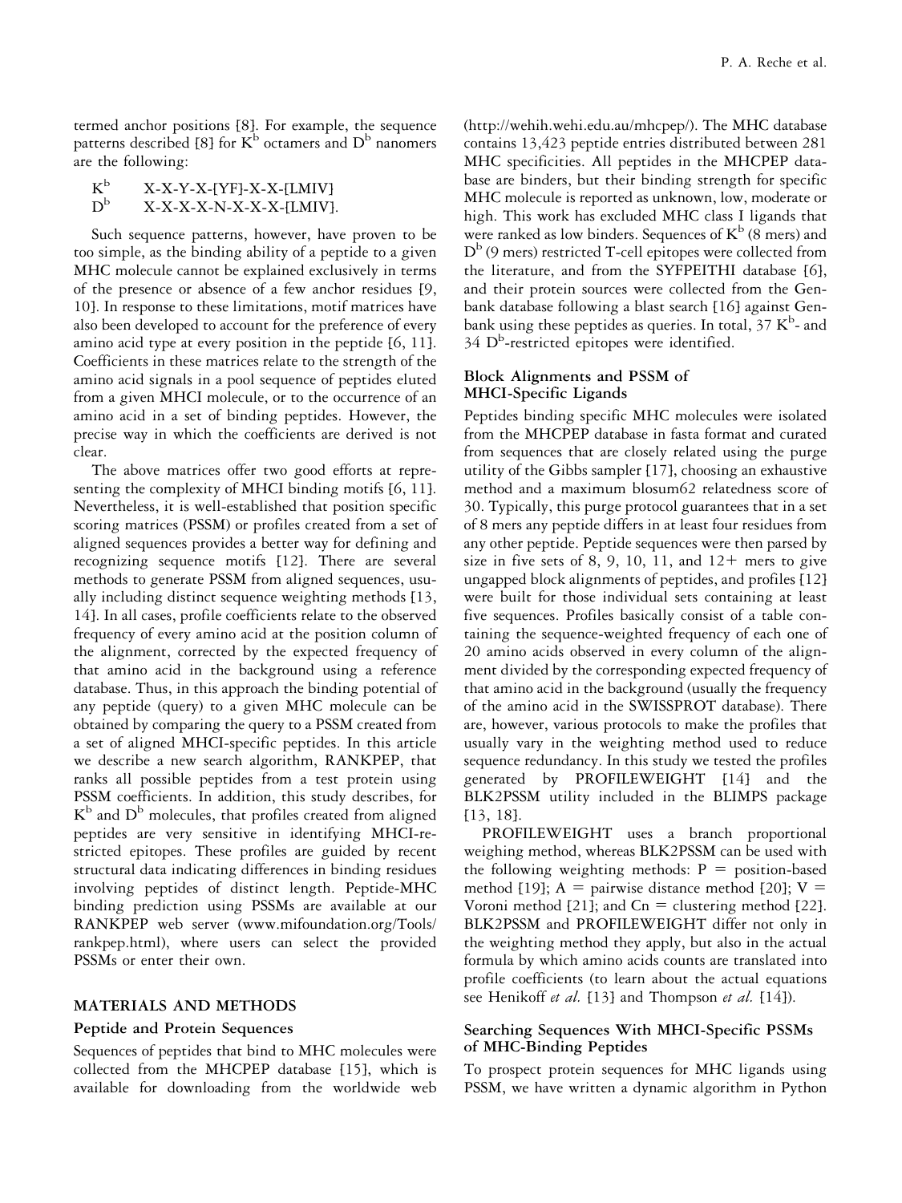termed anchor positions [8]. For example, the sequence patterns described [8] for $K^b$ octamers and $D^b$ nanomers are the following:

$K^b$ X-X-Y-X-[YF]-X-X-[LMIV]
$D^b$ X-X-X-X-N-X-X-X-[LMIV].

Such sequence patterns, however, have proven to be too simple, as the binding ability of a peptide to a given MHC molecule cannot be explained exclusively in terms of the presence or absence of a few anchor residues [9, 10]. In response to these limitations, motif matrices have also been developed to account for the preference of every amino acid type at every position in the peptide [6, 11]. Coefficients in these matrices relate to the strength of the amino acid signals in a pool sequence of peptides eluted from a given MHCI molecule, or to the occurrence of an amino acid in a set of binding peptides. However, the precise way in which the coefficients are derived is not clear.

The above matrices offer two good efforts at representing the complexity of MHCI binding motifs [6, 11]. Nevertheless, it is well-established that position specific scoring matrices (PSSM) or profiles created from a set of aligned sequences provides a better way for defining and recognizing sequence motifs [12]. There are several methods to generate PSSM from aligned sequences, usually including distinct sequence weighting methods [13, 14]. In all cases, profile coefficients relate to the observed frequency of every amino acid at the position column of the alignment, corrected by the expected frequency of that amino acid in the background using a reference database. Thus, in this approach the binding potential of any peptide (query) to a given MHC molecule can be obtained by comparing the query to a PSSM created from a set of aligned MHCI-specific peptides. In this article we describe a new search algorithm, RANKPEP, that ranks all possible peptides from a test protein using PSSM coefficients. In addition, this study describes, for $K^b$ and $D^b$ molecules, that profiles created from aligned peptides are very sensitive in identifying MHCI-restricted epitopes. These profiles are guided by recent structural data indicating differences in binding residues involving peptides of distinct length. Peptide-MHC binding prediction using PSSMs are available at our RANKPEP web server (www.mifoundation.org/Tools/rankpep.html), where users can select the provided PSSMs or enter their own.

## MATERIALS AND METHODS

### Peptide and Protein Sequences

Sequences of peptides that bind to MHC molecules were collected from the MHCPEP database [15], which is available for downloading from the worldwide web (http://wehih.wehi.edu.au/mhcpep/). The MHC database contains 13,423 peptide entries distributed between 281 MHC specificities. All peptides in the MHCPEP database are binders, but their binding strength for specific MHC molecule is reported as unknown, low, moderate or high. This work has excluded MHC class I ligands that were ranked as low binders. Sequences of $K^b$ (8 mers) and $D^b$ (9 mers) restricted T-cell epitopes were collected from the literature, and from the SYFPEITHI database [6], and their protein sources were collected from the Genbank database following a blast search [16] against Genbank using these peptides as queries. In total, 37 $K^b$- and 34 $D^b$-restricted epitopes were identified.

### Block Alignments and PSSM of MHCI-Specific Ligands

Peptides binding specific MHC molecules were isolated from the MHCPEP database in fasta format and curated from sequences that are closely related using the purge utility of the Gibbs sampler [17], choosing an exhaustive method and a maximum blosum62 relatedness score of 30. Typically, this purge protocol guarantees that in a set of 8 mers any peptide differs in at least four residues from any other peptide. Peptide sequences were then parsed by size in five sets of 8, 9, 10, 11, and 12+ mers to give ungapped block alignments of peptides, and profiles [12] were built for those individual sets containing at least five sequences. Profiles basically consist of a table containing the sequence-weighted frequency of each one of 20 amino acids observed in every column of the alignment divided by the corresponding expected frequency of that amino acid in the background (usually the frequency of the amino acid in the SWISSPROT database). There are, however, various protocols to make the profiles that usually vary in the weighting method used to reduce sequence redundancy. In this study we tested the profiles generated by PROFILEWEIGHT [14] and the BLK2PSSM utility included in the BLIMPS package [13, 18].

PROFILEWEIGHT uses a branch proportional weighing method, whereas BLK2PSSM can be used with the following weighting methods: P = position-based method [19]; A = pairwise distance method [20]; V = Voroni method [21]; and Cn = clustering method [22]. BLK2PSSM and PROFILEWEIGHT differ not only in the weighting method they apply, but also in the actual formula by which amino acids counts are translated into profile coefficients (to learn about the actual equations see Henikoff *et al.* [13] and Thompson *et al.* [14]).

### Searching Sequences With MHCI-Specific PSSMs of MHC-Binding Peptides

To prospect protein sequences for MHC ligands using PSSM, we have written a dynamic algorithm in Python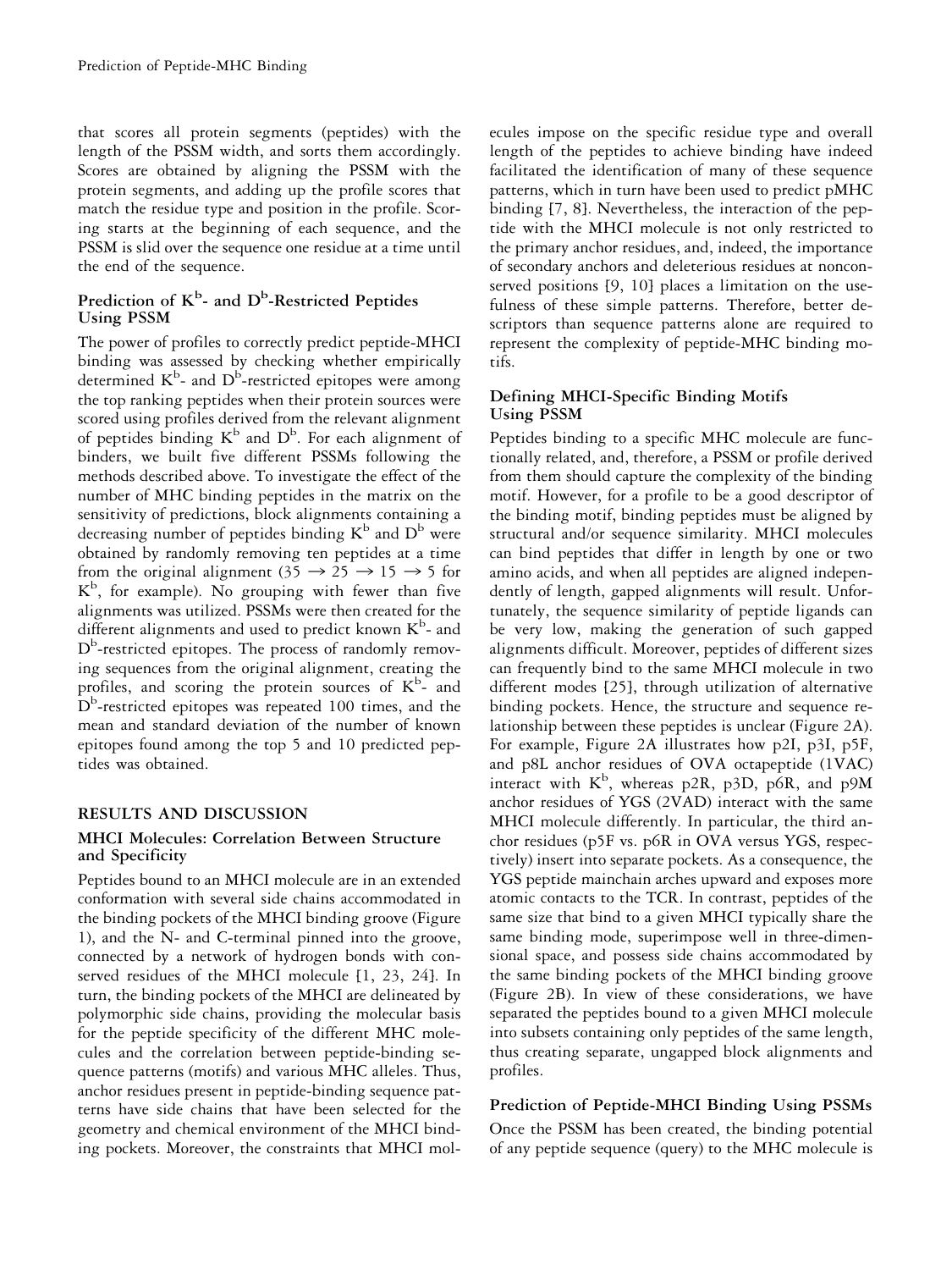that scores all protein segments (peptides) with the length of the PSSM width, and sorts them accordingly. Scores are obtained by aligning the PSSM with the protein segments, and adding up the profile scores that match the residue type and position in the profile. Scoring starts at the beginning of each sequence, and the PSSM is slid over the sequence one residue at a time until the end of the sequence.

### Prediction of $K^b$- and $D^b$-Restricted Peptides Using PSSM

The power of profiles to correctly predict peptide-MHCI binding was assessed by checking whether empirically determined $K^b$- and $D^b$-restricted epitopes were among the top ranking peptides when their protein sources were scored using profiles derived from the relevant alignment of peptides binding $K^b$ and $D^b$. For each alignment of binders, we built five different PSSMs following the methods described above. To investigate the effect of the number of MHC binding peptides in the matrix on the sensitivity of predictions, block alignments containing a decreasing number of peptides binding $K^b$ and $D^b$ were obtained by randomly removing ten peptides at a time from the original alignment ($35 \rightarrow 25 \rightarrow 15 \rightarrow 5$ for $K^b$, for example). No grouping with fewer than five alignments was utilized. PSSMs were then created for the different alignments and used to predict known $K^b$- and $D^b$-restricted epitopes. The process of randomly removing sequences from the original alignment, creating the profiles, and scoring the protein sources of $K^b$- and $D^b$-restricted epitopes was repeated 100 times, and the mean and standard deviation of the number of known epitopes found among the top 5 and 10 predicted peptides was obtained.

## RESULTS AND DISCUSSION

### MHCI Molecules: Correlation Between Structure and Specificity

Peptides bound to an MHCI molecule are in an extended conformation with several side chains accommodated in the binding pockets of the MHCI binding groove (Figure 1), and the N- and C-terminal pinned into the groove, connected by a network of hydrogen bonds with conserved residues of the MHCI molecule [1, 23, 24]. In turn, the binding pockets of the MHCI are delineated by polymorphic side chains, providing the molecular basis for the peptide specificity of the different MHC molecules and the correlation between peptide-binding sequence patterns (motifs) and various MHC alleles. Thus, anchor residues present in peptide-binding sequence patterns have side chains that have been selected for the geometry and chemical environment of the MHCI binding pockets. Moreover, the constraints that MHCI molecules impose on the specific residue type and overall length of the peptides to achieve binding have indeed facilitated the identification of many of these sequence patterns, which in turn have been used to predict pMHC binding [7, 8]. Nevertheless, the interaction of the peptide with the MHCI molecule is not only restricted to the primary anchor residues, and, indeed, the importance of secondary anchors and deleterious residues at nonconserved positions [9, 10] places a limitation on the usefulness of these simple patterns. Therefore, better descriptors than sequence patterns alone are required to represent the complexity of peptide-MHC binding motifs.

### Defining MHCI-Specific Binding Motifs Using PSSM

Peptides binding to a specific MHC molecule are functionally related, and, therefore, a PSSM or profile derived from them should capture the complexity of the binding motif. However, for a profile to be a good descriptor of the binding motif, binding peptides must be aligned by structural and/or sequence similarity. MHCI molecules can bind peptides that differ in length by one or two amino acids, and when all peptides are aligned independently of length, gapped alignments will result. Unfortunately, the sequence similarity of peptide ligands can be very low, making the generation of such gapped alignments difficult. Moreover, peptides of different sizes can frequently bind to the same MHCI molecule in two different modes [25], through utilization of alternative binding pockets. Hence, the structure and sequence relationship between these peptides is unclear (Figure 2A). For example, Figure 2A illustrates how p2I, p3I, p5F, and p8L anchor residues of OVA octapeptide (1VAC) interact with $K^b$, whereas p2R, p3D, p6R, and p9M anchor residues of YGS (2VAD) interact with the same MHCI molecule differently. In particular, the third anchor residues (p5F vs. p6R in OVA versus YGS, respectively) insert into separate pockets. As a consequence, the YGS peptide mainchain arches upward and exposes more atomic contacts to the TCR. In contrast, peptides of the same size that bind to a given MHCI typically share the same binding mode, superimpose well in three-dimensional space, and possess side chains accommodated by the same binding pockets of the MHCI binding groove (Figure 2B). In view of these considerations, we have separated the peptides bound to a given MHCI molecule into subsets containing only peptides of the same length, thus creating separate, ungapped block alignments and profiles.

### Prediction of Peptide-MHCI Binding Using PSSMs

Once the PSSM has been created, the binding potential of any peptide sequence (query) to the MHC molecule is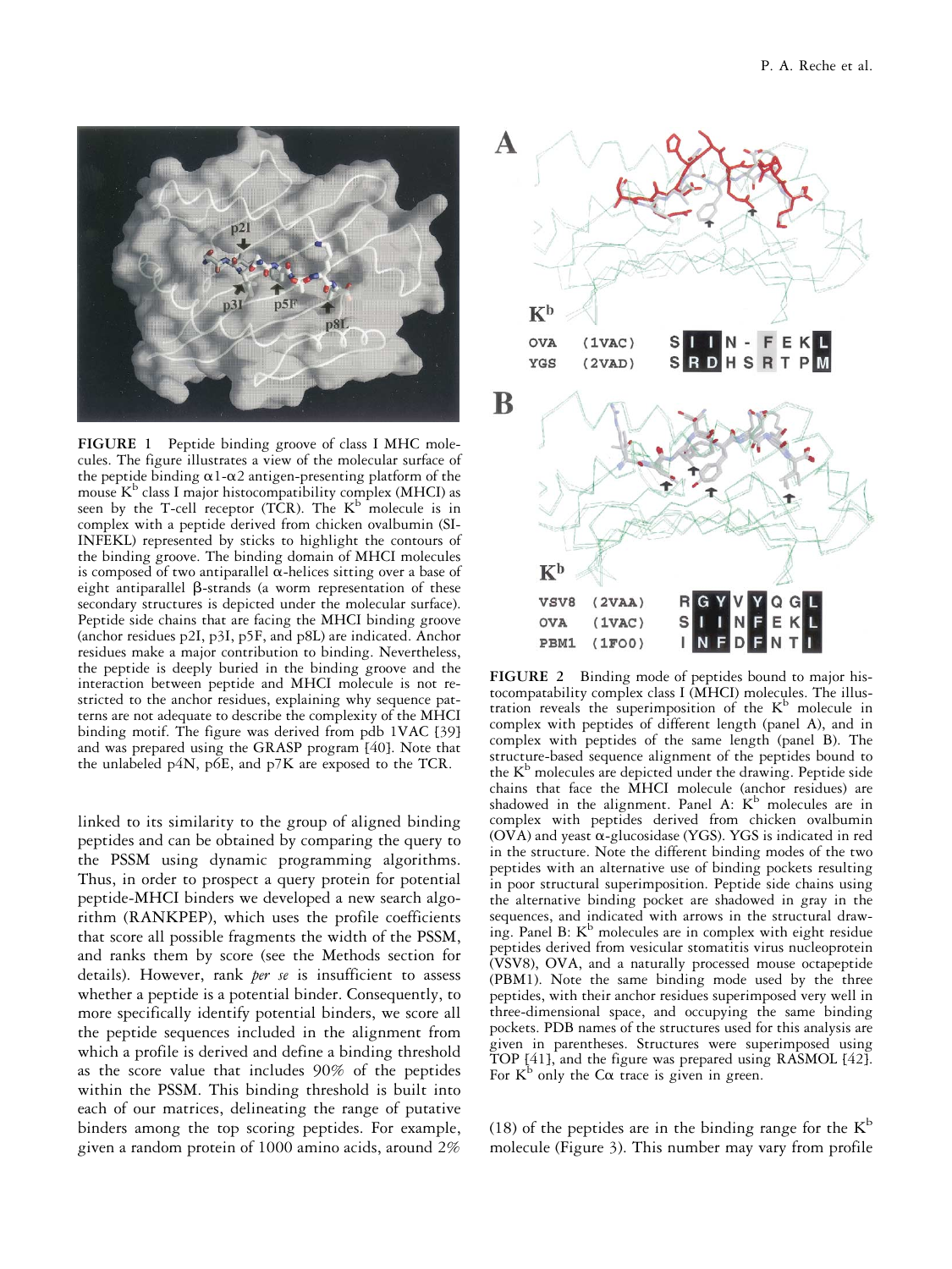**FIGURE 1** Peptide binding groove of class I MHC molecules. The figure illustrates a view of the molecular surface of the peptide binding α1-α2 antigen-presenting platform of the mouse $K^b$ class I major histocompatibility complex (MHCI) as seen by the T-cell receptor (TCR). The $K^b$ molecule is in complex with a peptide derived from chicken ovalbumin (SIINFEKL) represented by sticks to highlight the contours of the binding groove. The binding domain of MHCI molecules is composed of two antiparallel α-helices sitting over a base of eight antiparallel β-strands (a worm representation of these secondary structures is depicted under the molecular surface). Peptide side chains that are facing the MHCI binding groove (anchor residues p2I, p3I, p5F, and p8L) are indicated. Anchor residues make a major contribution to binding. Nevertheless, the peptide is deeply buried in the binding groove and the interaction between peptide and MHCI molecule is not restricted to the anchor residues, explaining why sequence patterns are not adequate to describe the complexity of the MHCI binding motif. The figure was derived from pdb 1VAC [39] and was prepared using the GRASP program [40]. Note that the unlabeled p4N, p6E, and p7K are exposed to the TCR.

**FIGURE 2** Binding mode of peptides bound to major histocompatability complex class I (MHCI) molecules. The illustration reveals the superimposition of the $K^b$ molecule in complex with peptides of different length (panel A), and in complex with peptides of the same length (panel B). The structure-based sequence alignment of the peptides bound to the $K^b$ molecules are depicted under the drawing. Peptide side chains that face the MHCI molecule (anchor residues) are shadowed in the alignment. Panel A: $K^b$ molecules are in complex with peptides derived from chicken ovalbumin (OVA) and yeast α-glucosidase (YGS). YGS is indicated in red in the structure. Note the different binding modes of the two peptides with an alternative use of binding pockets resulting in poor structural superimposition. Peptide side chains using the alternative binding pocket are shadowed in gray in the sequences, and indicated with arrows in the structural drawing. Panel B: $K^b$ molecules are in complex with eight residue peptides derived from vesicular stomatitis virus nucleoprotein (VSV8), OVA, and a naturally processed mouse octapeptide (PBM1). Note the same binding mode used by the three peptides, with their anchor residues superimposed very well in three-dimensional space, and occupying the same binding pockets. PDB names of the structures used for this analysis are given in parentheses. Structures were superimposed using TOP [41], and the figure was prepared using RASMOL [42]. For $K^b$ only the Cα trace is given in green.

linked to its similarity to the group of aligned binding peptides and can be obtained by comparing the query to the PSSM using dynamic programming algorithms. Thus, in order to prospect a query protein for potential peptide-MHCI binders we developed a new search algorithm (RANKPEP), which uses the profile coefficients that score all possible fragments the width of the PSSM, and ranks them by score (see the Methods section for details). However, rank *per se* is insufficient to assess whether a peptide is a potential binder. Consequently, to more specifically identify potential binders, we score all the peptide sequences included in the alignment from which a profile is derived and define a binding threshold as the score value that includes 90% of the peptides within the PSSM. This binding threshold is built into each of our matrices, delineating the range of putative binders among the top scoring peptides. For example, given a random protein of 1000 amino acids, around 2% (18) of the peptides are in the binding range for the $K^b$ molecule (Figure 3). This number may vary from profile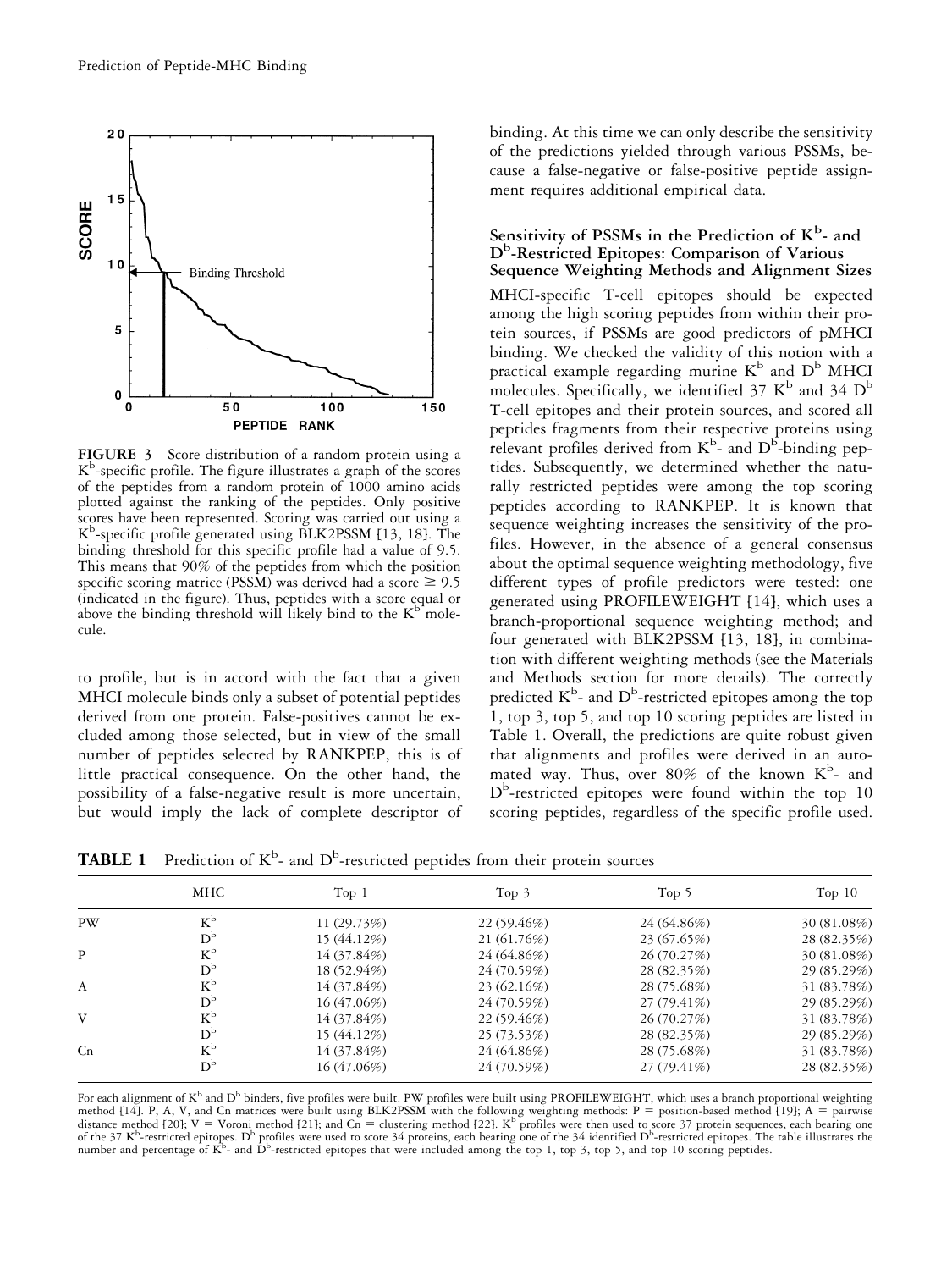FIGURE 3 Score distribution of a random protein using a $K^b$-specific profile. The figure illustrates a graph of the scores of the peptides from a random protein of 1000 amino acids plotted against the ranking of the peptides. Only positive scores have been represented. Scoring was carried out using a $K^b$-specific profile generated using BLK2PSSM [13, 18]. The binding threshold for this specific profile had a value of 9.5. This means that 90% of the peptides from which the position specific scoring matrice (PSSM) was derived had a score ≥ 9.5 (indicated in the figure). Thus, peptides with a score equal or above the binding threshold will likely bind to the $K^b$ molecule.

to profile, but is in accord with the fact that a given MHCI molecule binds only a subset of potential peptides derived from one protein. False-positives cannot be excluded among those selected, but in view of the small number of peptides selected by RANKPEP, this is of little practical consequence. On the other hand, the possibility of a false-negative result is more uncertain, but would imply the lack of complete descriptor of binding. At this time we can only describe the sensitivity of the predictions yielded through various PSSMs, because a false-negative or false-positive peptide assignment requires additional empirical data.

### Sensitivity of PSSMs in the Prediction of $K^b$- and $D^b$-Restricted Epitopes: Comparison of Various Sequence Weighting Methods and Alignment Sizes

MHCI-specific T-cell epitopes should be expected among the high scoring peptides from within their protein sources, if PSSMs are good predictors of pMHCI binding. We checked the validity of this notion with a practical example regarding murine $K^b$ and $D^b$ MHCI molecules. Specifically, we identified 37 $K^b$ and 34 $D^b$ T-cell epitopes and their protein sources, and scored all peptides fragments from their respective proteins using relevant profiles derived from $K^b$- and $D^b$-binding peptides. Subsequently, we determined whether the naturally restricted peptides were among the top scoring peptides according to RANKPEP. It is known that sequence weighting increases the sensitivity of the profiles. However, in the absence of a general consensus about the optimal sequence weighting methodology, five different types of profile predictors were tested: one generated using PROFILEWEIGHT [14], which uses a branch-proportional sequence weighting method; and four generated with BLK2PSSM [13, 18], in combination with different weighting methods (see the Materials and Methods section for more details). The correctly predicted $K^b$- and $D^b$-restricted epitopes among the top 1, top 3, top 5, and top 10 scoring peptides are listed in Table 1. Overall, the predictions are quite robust given that alignments and profiles were derived in an automated way. Thus, over 80% of the known $K^b$- and $D^b$-restricted epitopes were found within the top 10 scoring peptides, regardless of the specific profile used.

**TABLE 1** Prediction of $K^b$- and $D^b$-restricted peptides from their protein sources

| | MHC | Top 1 | Top 3 | Top 5 | Top 10 |
|---|---|---|---|---|---|
| PW | $K^b$ | 11 (29.73%) | 22 (59.46%) | 24 (64.86%) | 30 (81.08%) |
| | $D^b$ | 15 (44.12%) | 21 (61.76%) | 23 (67.65%) | 28 (82.35%) |
| P | $K^b$ | 14 (37.84%) | 24 (64.86%) | 26 (70.27%) | 30 (81.08%) |
| | $D^b$ | 18 (52.94%) | 24 (70.59%) | 28 (82.35%) | 29 (85.29%) |
| A | $K^b$ | 14 (37.84%) | 23 (62.16%) | 28 (75.68%) | 31 (83.78%) |
| | $D^b$ | 16 (47.06%) | 24 (70.59%) | 27 (79.41%) | 29 (85.29%) |
| V | $K^b$ | 14 (37.84%) | 22 (59.46%) | 26 (70.27%) | 31 (83.78%) |
| | $D^b$ | 15 (44.12%) | 25 (73.53%) | 28 (82.35%) | 29 (85.29%) |
| Cn | $K^b$ | 14 (37.84%) | 24 (64.86%) | 28 (75.68%) | 31 (83.78%) |
| | $D^b$ | 16 (47.06%) | 24 (70.59%) | 27 (79.41%) | 28 (82.35%) |

For each alignment of $K^b$ and $D^b$ binders, five profiles were built. PW profiles were built using PROFILEWEIGHT, which uses a branch proportional weighting method [14]. P, A, V, and Cn matrices were built using BLK2PSSM with the following weighting methods: P = position-based method [19]; A = pairwise distance method [20]; V = Voroni method [21]; and Cn = clustering method [22]. $K^b$ profiles were then used to score 37 protein sequences, each bearing one of the 37 $K^b$-restricted epitopes. $D^b$ profiles were used to score 34 proteins, each bearing one of the 34 identified $D^b$-restricted epitopes. The table illustrates the number and percentage of $K^b$- and $D^b$-restricted epitopes that were included among the top 1, top 3, top 5, and top 10 scoring peptides.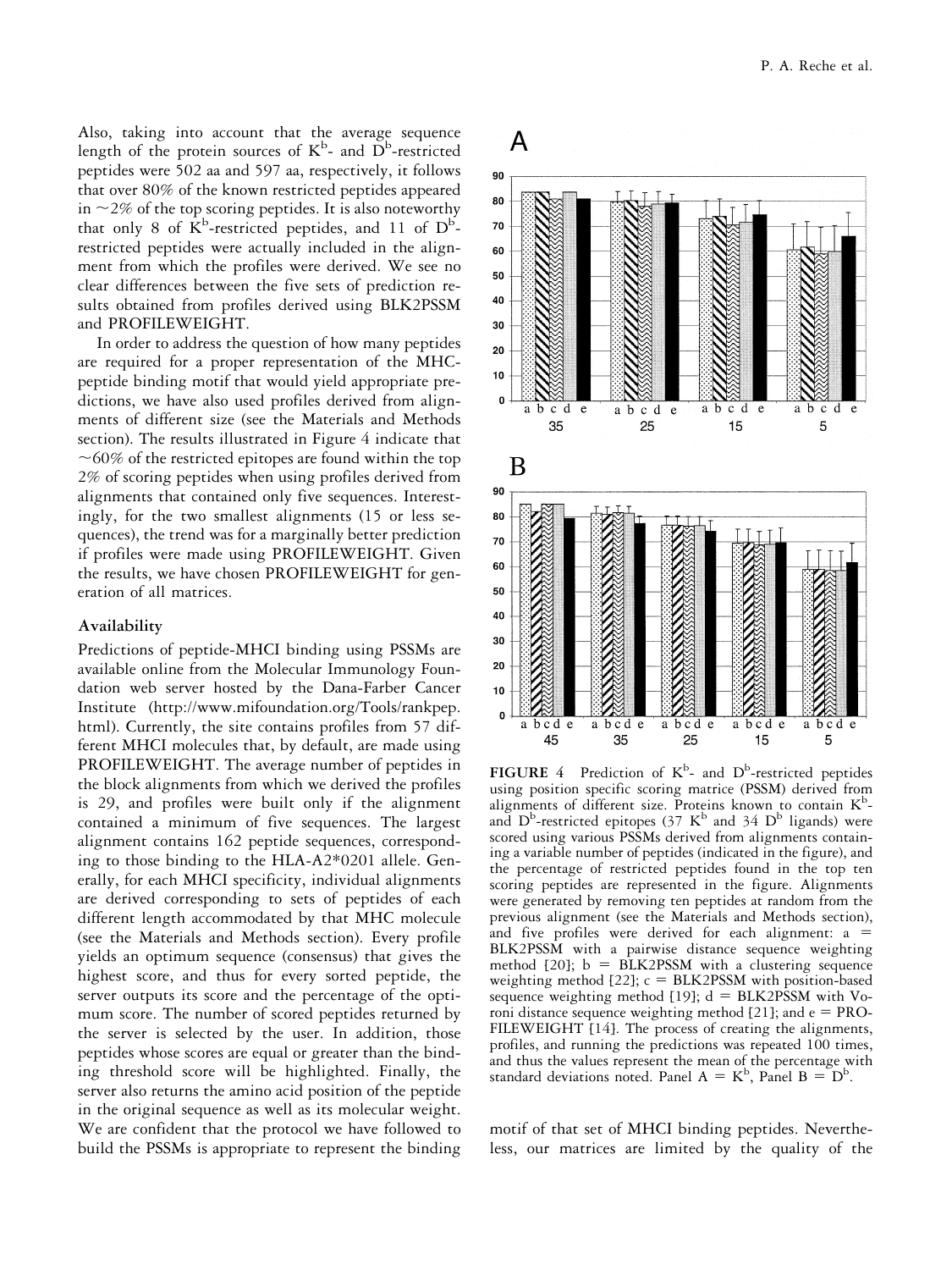Also, taking into account that the average sequence length of the protein sources of $K^b$- and $D^b$-restricted peptides were 502 aa and 597 aa, respectively, it follows that over 80% of the known restricted peptides appeared in ~2% of the top scoring peptides. It is also noteworthy that only 8 of $K^b$-restricted peptides, and 11 of $D^b$-restricted peptides were actually included in the alignment from which the profiles were derived. We see no clear differences between the five sets of prediction results obtained from profiles derived using BLK2PSSM and PROFILEWEIGHT.

In order to address the question of how many peptides are required for a proper representation of the MHC-peptide binding motif that would yield appropriate predictions, we have also used profiles derived from alignments of different size (see the Materials and Methods section). The results illustrated in Figure 4 indicate that ~60% of the restricted epitopes are found within the top 2% of scoring peptides when using profiles derived from alignments that contained only five sequences. Interestingly, for the two smallest alignments (15 or less sequences), the trend was for a marginally better prediction if profiles were made using PROFILEWEIGHT. Given the results, we have chosen PROFILEWEIGHT for generation of all matrices.

### Availability

Predictions of peptide-MHCI binding using PSSMs are available online from the Molecular Immunology Foundation web server hosted by the Dana-Farber Cancer Institute (http://www.mifoundation.org/Tools/rankpep.html). Currently, the site contains profiles from 57 different MHCI molecules that, by default, are made using PROFILEWEIGHT. The average number of peptides in the block alignments from which we derived the profiles is 29, and profiles were built only if the alignment contained a minimum of five sequences. The largest alignment contains 162 peptide sequences, corresponding to those binding to the HLA-A2*0201 allele. Generally, for each MHCI specificity, individual alignments are derived corresponding to sets of peptides of each different length accommodated by that MHC molecule (see the Materials and Methods section). Every profile yields an optimum sequence (consensus) that gives the highest score, and thus for every sorted peptide, the server outputs its score and the percentage of the optimum score. The number of scored peptides returned by the server is selected by the user. In addition, those peptides whose scores are equal or greater than the binding threshold score will be highlighted. Finally, the server also returns the amino acid position of the peptide in the original sequence as well as its molecular weight. We are confident that the protocol we have followed to build the PSSMs is appropriate to represent the binding motif of that set of MHCI binding peptides. Nevertheless, our matrices are limited by the quality of the

**FIGURE 4** Prediction of $K^b$- and $D^b$-restricted peptides using position specific scoring matrice (PSSM) derived from alignments of different size. Proteins known to contain $K^b$- and $D^b$-restricted epitopes (37 $K^b$ and 34 $D^b$ ligands) were scored using various PSSMs derived from alignments containing a variable number of peptides (indicated in the figure), and the percentage of restricted peptides found in the top ten scoring peptides are represented in the figure. Alignments were generated by removing ten peptides at random from the previous alignment (see the Materials and Methods section), and five profiles were derived for each alignment: a = BLK2PSSM with a pairwise distance sequence weighting method [20]; b = BLK2PSSM with a clustering sequence weighting method [22]; c = BLK2PSSM with position-based sequence weighting method [19]; d = BLK2PSSM with Voroni distance sequence weighting method [21]; and e = PROFILEWEIGHT [14]. The process of creating the alignments, profiles, and running the predictions was repeated 100 times, and thus the values represent the mean of the percentage with standard deviations noted. Panel A = $K^b$, Panel B = $D^b$.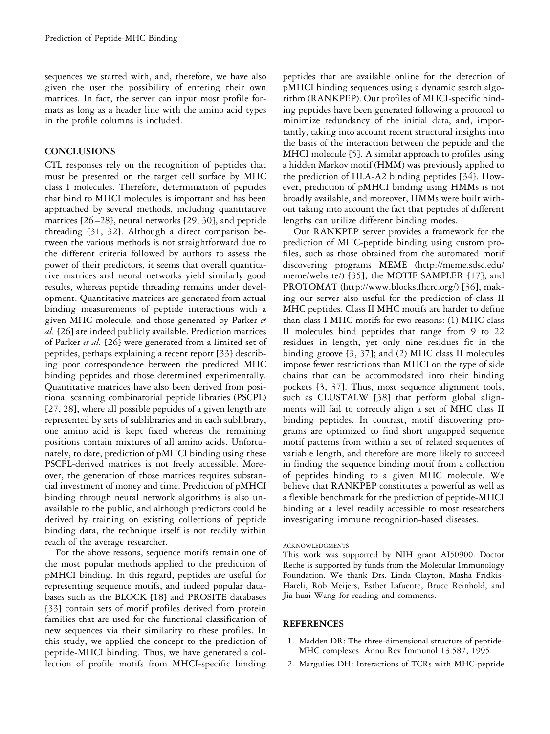sequences we started with, and, therefore, we have also given the user the possibility of entering their own matrices. In fact, the server can input most profile formats as long as a header line with the amino acid types in the profile columns is included.

## CONCLUSIONS

CTL responses rely on the recognition of peptides that must be presented on the target cell surface by MHC class I molecules. Therefore, determination of peptides that bind to MHCI molecules is important and has been approached by several methods, including quantitative matrices [26–28], neural networks [29, 30], and peptide threading [31, 32]. Although a direct comparison between the various methods is not straightforward due to the different criteria followed by authors to assess the power of their predictors, it seems that overall quantitative matrices and neural networks yield similarly good results, whereas peptide threading remains under development. Quantitative matrices are generated from actual binding measurements of peptide interactions with a given MHC molecule, and those generated by Parker *et al.* [26] are indeed publicly available. Prediction matrices of Parker *et al.* [26] were generated from a limited set of peptides, perhaps explaining a recent report [33] describing poor correspondence between the predicted MHC binding peptides and those determined experimentally. Quantitative matrices have also been derived from positional scanning combinatorial peptide libraries (PSCPL) [27, 28], where all possible peptides of a given length are represented by sets of sublibraries and in each sublibrary, one amino acid is kept fixed whereas the remaining positions contain mixtures of all amino acids. Unfortunately, to date, prediction of pMHCI binding using these PSCPL-derived matrices is not freely accessible. Moreover, the generation of those matrices requires substantial investment of money and time. Prediction of pMHCI binding through neural network algorithms is also unavailable to the public, and although predictors could be derived by training on existing collections of peptide binding data, the technique itself is not readily within reach of the average researcher.

For the above reasons, sequence motifs remain one of the most popular methods applied to the prediction of pMHCI binding. In this regard, peptides are useful for representing sequence motifs, and indeed popular databases such as the BLOCK [18] and PROSITE databases [33] contain sets of motif profiles derived from protein families that are used for the functional classification of new sequences via their similarity to these profiles. In this study, we applied the concept to the prediction of peptide-MHCI binding. Thus, we have generated a collection of profile motifs from MHCI-specific binding peptides that are available online for the detection of pMHCI binding sequences using a dynamic search algorithm (RANKPEP). Our profiles of MHCI-specific binding peptides have been generated following a protocol to minimize redundancy of the initial data, and, importantly, taking into account recent structural insights into the basis of the interaction between the peptide and the MHCI molecule [5]. A similar approach to profiles using a hidden Markov motif (HMM) was previously applied to the prediction of HLA-A2 binding peptides [34]. However, prediction of pMHCI binding using HMMs is not broadly available, and moreover, HMMs were built without taking into account the fact that peptides of different lengths can utilize different binding modes.

Our RANKPEP server provides a framework for the prediction of MHC-peptide binding using custom profiles, such as those obtained from the automated motif discovering programs MEME (http://meme.sdsc.edu/meme/website/) [35], the MOTIF SAMPLER [17], and PROTOMAT (http://www.blocks.fhcrc.org/) [36], making our server also useful for the prediction of class II MHC peptides. Class II MHC motifs are harder to define than class I MHC motifs for two reasons: (1) MHC class II molecules bind peptides that range from 9 to 22 residues in length, yet only nine residues fit in the binding groove [3, 37]; and (2) MHC class II molecules impose fewer restrictions than MHCI on the type of side chains that can be accommodated into their binding pockets [3, 37]. Thus, most sequence alignment tools, such as CLUSTALW [38] that perform global alignments will fail to correctly align a set of MHC class II binding peptides. In contrast, motif discovering programs are optimized to find short ungapped sequence motif patterns from within a set of related sequences of variable length, and therefore are more likely to succeed in finding the sequence binding motif from a collection of peptides binding to a given MHC molecule. We believe that RANKPEP constitutes a powerful as well as a flexible benchmark for the prediction of peptide-MHCI binding at a level readily accessible to most researchers investigating immune recognition-based diseases.

#### ACKNOWLEDGMENTS

This work was supported by NIH grant AI50900. Doctor Reche is supported by funds from the Molecular Immunology Foundation. We thank Drs. Linda Clayton, Masha Fridkis-Hareli, Rob Meijers, Esther Lafuente, Bruce Reinhold, and Jia-huai Wang for reading and comments.

## REFERENCES

1. Madden DR: The three-dimensional structure of peptide-MHC complexes. Annu Rev Immunol 13:587, 1995.
2. Margulies DH: Interactions of TCRs with MHC-peptide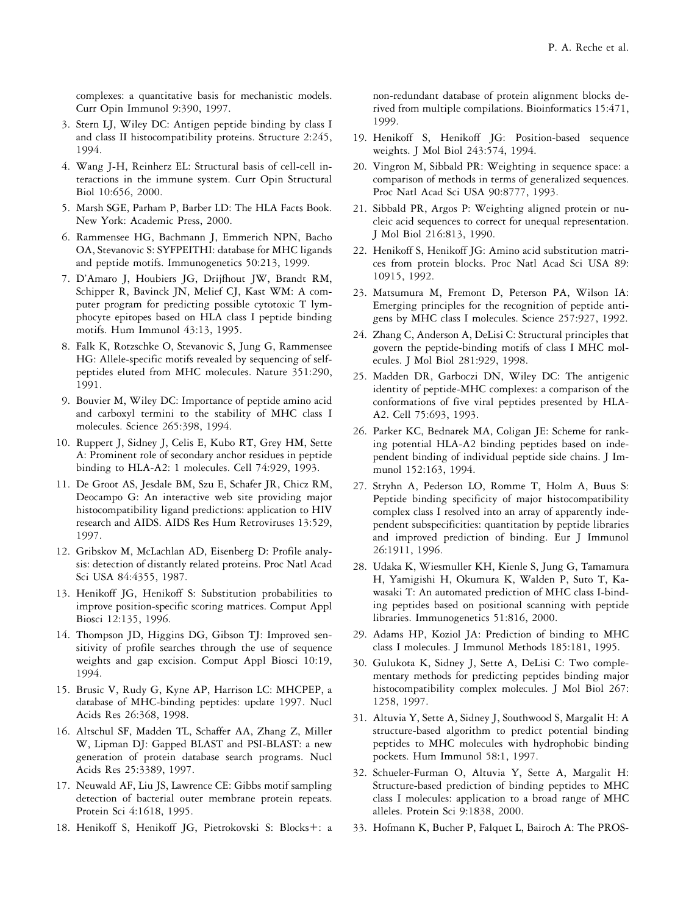complexes: a quantitative basis for mechanistic models. Curr Opin Immunol 9:390, 1997.

3. Stern LJ, Wiley DC: Antigen peptide binding by class I and class II histocompatibility proteins. Structure 2:245, 1994.
4. Wang J-H, Reinherz EL: Structural basis of cell-cell interactions in the immune system. Curr Opin Structural Biol 10:656, 2000.
5. Marsh SGE, Parham P, Barber LD: The HLA Facts Book. New York: Academic Press, 2000.
6. Rammensee HG, Bachmann J, Emmerich NPN, Bacho OA, Stevanovic S: SYFPEITHI: database for MHC ligands and peptide motifs. Immunogenetics 50:213, 1999.
7. D'Amaro J, Houbiers JG, Drijfhout JW, Brandt RM, Schipper R, Bavinck JN, Melief CJ, Kast WM: A computer program for predicting possible cytotoxic T lymphocyte epitopes based on HLA class I peptide binding motifs. Hum Immunol 43:13, 1995.
8. Falk K, Rotzschke O, Stevanovic S, Jung G, Rammensee HG: Allele-specific motifs revealed by sequencing of self-peptides eluted from MHC molecules. Nature 351:290, 1991.
9. Bouvier M, Wiley DC: Importance of peptide amino acid and carboxyl termini to the stability of MHC class I molecules. Science 265:398, 1994.
10. Ruppert J, Sidney J, Celis E, Kubo RT, Grey HM, Sette A: Prominent role of secondary anchor residues in peptide binding to HLA-A2: 1 molecules. Cell 74:929, 1993.
11. De Groot AS, Jesdale BM, Szu E, Schafer JR, Chicz RM, Deocampo G: An interactive web site providing major histocompatibility ligand predictions: application to HIV research and AIDS. AIDS Res Hum Retroviruses 13:529, 1997.
12. Gribskov M, McLachlan AD, Eisenberg D: Profile analysis: detection of distantly related proteins. Proc Natl Acad Sci USA 84:4355, 1987.
13. Henikoff JG, Henikoff S: Substitution probabilities to improve position-specific scoring matrices. Comput Appl Biosci 12:135, 1996.
14. Thompson JD, Higgins DG, Gibson TJ: Improved sensitivity of profile searches through the use of sequence weights and gap excision. Comput Appl Biosci 10:19, 1994.
15. Brusic V, Rudy G, Kyne AP, Harrison LC: MHCPEP, a database of MHC-binding peptides: update 1997. Nucl Acids Res 26:368, 1998.
16. Altschul SF, Madden TL, Schaffer AA, Zhang Z, Miller W, Lipman DJ: Gapped BLAST and PSI-BLAST: a new generation of protein database search programs. Nucl Acids Res 25:3389, 1997.
17. Neuwald AF, Liu JS, Lawrence CE: Gibbs motif sampling detection of bacterial outer membrane protein repeats. Protein Sci 4:1618, 1995.
18. Henikoff S, Henikoff JG, Pietrokovski S: Blocks+: a non-redundant database of protein alignment blocks derived from multiple compilations. Bioinformatics 15:471, 1999.
19. Henikoff S, Henikoff JG: Position-based sequence weights. J Mol Biol 243:574, 1994.
20. Vingron M, Sibbald PR: Weighting in sequence space: a comparison of methods in terms of generalized sequences. Proc Natl Acad Sci USA 90:8777, 1993.
21. Sibbald PR, Argos P: Weighting aligned protein or nucleic acid sequences to correct for unequal representation. J Mol Biol 216:813, 1990.
22. Henikoff S, Henikoff JG: Amino acid substitution matrices from protein blocks. Proc Natl Acad Sci USA 89: 10915, 1992.
23. Matsumura M, Fremont D, Peterson PA, Wilson IA: Emerging principles for the recognition of peptide antigens by MHC class I molecules. Science 257:927, 1992.
24. Zhang C, Anderson A, DeLisi C: Structural principles that govern the peptide-binding motifs of class I MHC molecules. J Mol Biol 281:929, 1998.
25. Madden DR, Garboczi DN, Wiley DC: The antigenic identity of peptide-MHC complexes: a comparison of the conformations of five viral peptides presented by HLA-A2. Cell 75:693, 1993.
26. Parker KC, Bednarek MA, Coligan JE: Scheme for ranking potential HLA-A2 binding peptides based on independent binding of individual peptide side chains. J Immunol 152:163, 1994.
27. Stryhn A, Pederson LO, Romme T, Holm A, Buus S: Peptide binding specificity of major histocompatibility complex class I resolved into an array of apparently independent subspecificities: quantitation by peptide libraries and improved prediction of binding. Eur J Immunol 26:1911, 1996.
28. Udaka K, Wiesmuller KH, Kienle S, Jung G, Tamamura H, Yamigishi H, Okumura K, Walden P, Suto T, Kawasaki T: An automated prediction of MHC class I-binding peptides based on positional scanning with peptide libraries. Immunogenetics 51:816, 2000.
29. Adams HP, Koziol JA: Prediction of binding to MHC class I molecules. J Immunol Methods 185:181, 1995.
30. Gulukota K, Sidney J, Sette A, DeLisi C: Two complementary methods for predicting peptides binding major histocompatibility complex molecules. J Mol Biol 267: 1258, 1997.
31. Altuvia Y, Sette A, Sidney J, Southwood S, Margalit H: A structure-based algorithm to predict potential binding peptides to MHC molecules with hydrophobic binding pockets. Hum Immunol 58:1, 1997.
32. Schueler-Furman O, Altuvia Y, Sette A, Margalit H: Structure-based prediction of binding peptides to MHC class I molecules: application to a broad range of MHC alleles. Protein Sci 9:1838, 2000.
33. Hofmann K, Bucher P, Falquet L, Bairoch A: The PROS-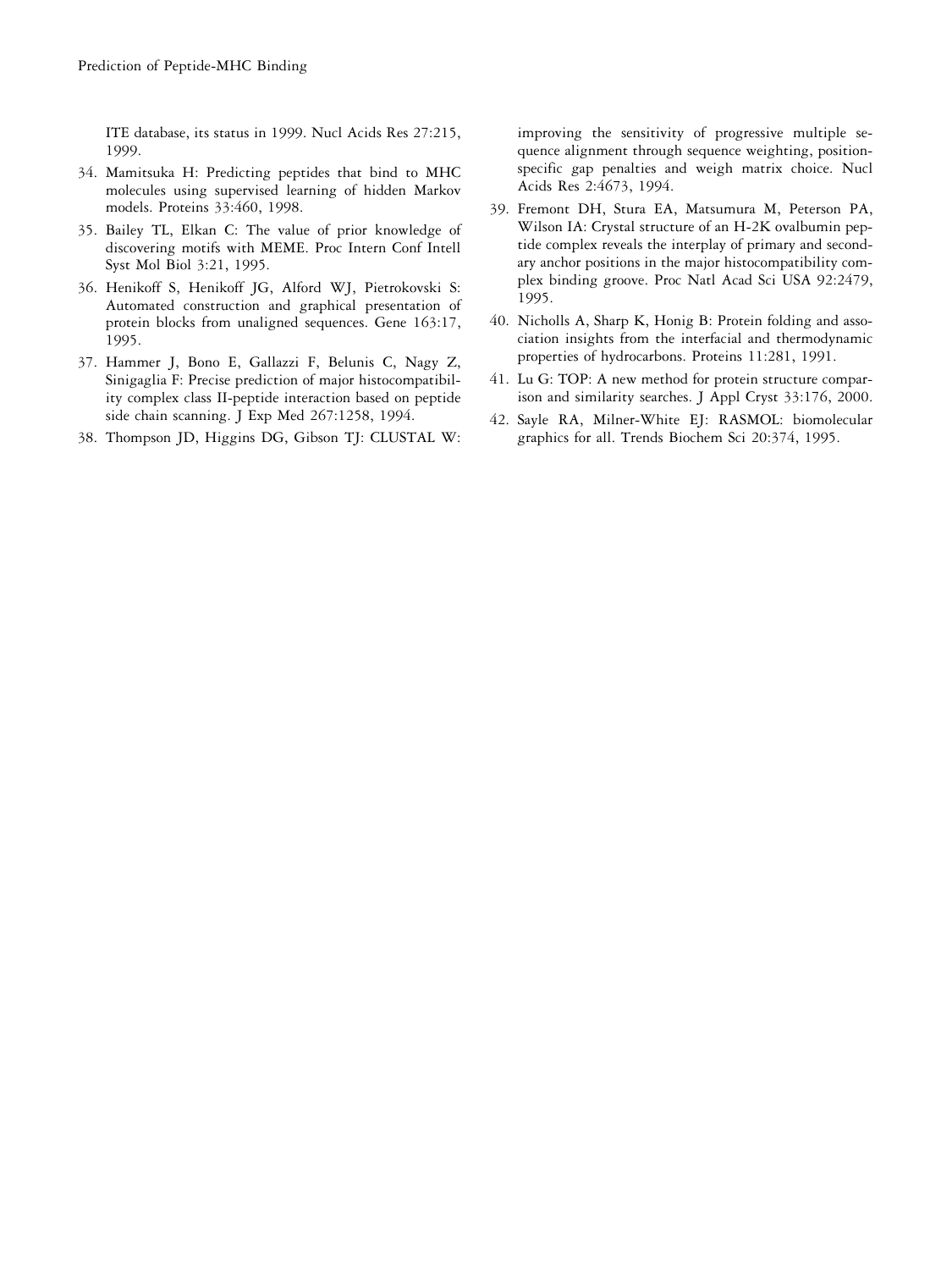ITE database, its status in 1999. Nucl Acids Res 27:215, 1999.

34. Mamitsuka H: Predicting peptides that bind to MHC molecules using supervised learning of hidden Markov models. Proteins 33:460, 1998.
35. Bailey TL, Elkan C: The value of prior knowledge of discovering motifs with MEME. Proc Intern Conf Intell Syst Mol Biol 3:21, 1995.
36. Henikoff S, Henikoff JG, Alford WJ, Pietrokovski S: Automated construction and graphical presentation of protein blocks from unaligned sequences. Gene 163:17, 1995.
37. Hammer J, Bono E, Gallazzi F, Belunis C, Nagy Z, Sinigaglia F: Precise prediction of major histocompatibility complex class II-peptide interaction based on peptide side chain scanning. J Exp Med 267:1258, 1994.
38. Thompson JD, Higgins DG, Gibson TJ: CLUSTAL W: improving the sensitivity of progressive multiple sequence alignment through sequence weighting, position-specific gap penalties and weigh matrix choice. Nucl Acids Res 2:4673, 1994.
39. Fremont DH, Stura EA, Matsumura M, Peterson PA, Wilson IA: Crystal structure of an H-2K ovalbumin peptide complex reveals the interplay of primary and secondary anchor positions in the major histocompatibility complex binding groove. Proc Natl Acad Sci USA 92:2479, 1995.
40. Nicholls A, Sharp K, Honig B: Protein folding and association insights from the interfacial and thermodynamic properties of hydrocarbons. Proteins 11:281, 1991.
41. Lu G: TOP: A new method for protein structure comparison and similarity searches. J Appl Cryst 33:176, 2000.
42. Sayle RA, Milner-White EJ: RASMOL: biomolecular graphics for all. Trends Biochem Sci 20:374, 1995.